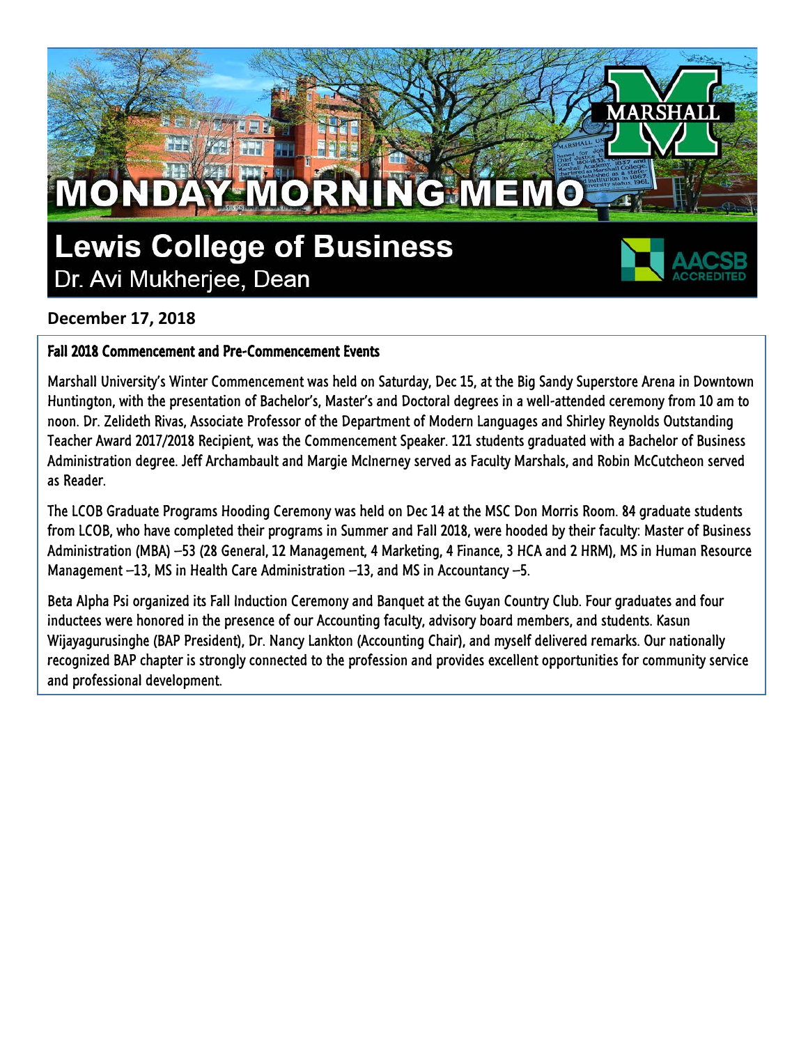# MONDAY MORNING MEMO

## Lewis College of Business

Dr. Avi Mukherjee, Dean

**December 17, 2018**

### Fall 2018 Commencement and Pre-Commencement Events

Marshall University's Winter Commencement was held on Saturday, Dec 15, at the Big Sandy Superstore Arena in Downtown Huntington, with the presentation of Bachelor's, Master's and Doctoral degrees in a well-attended ceremony from 10 am to noon. Dr. Zelideth Rivas, Associate Professor of the Department of Modern Languages and Shirley Reynolds Outstanding Teacher Award 2017/2018 Recipient, was the Commencement Speaker. 121 students graduated with a Bachelor of Business Administration degree. Jeff Archambault and Margie McInerney served as Faculty Marshals, and Robin McCutcheon served as Reader.

The LCOB Graduate Programs Hooding Ceremony was held on Dec 14 at the MSC Don Morris Room. 84 graduate students from LCOB, who have completed their programs in Summer and Fall 2018, were hooded by their faculty: Master of Business Administration (MBA) –53 (28 General, 12 Management, 4 Marketing, 4 Finance, 3 HCA and 2 HRM), MS in Human Resource Management –13, MS in Health Care Administration –13, and MS in Accountancy –5.

Beta Alpha Psi organized its Fall Induction Ceremony and Banquet at the Guyan Country Club. Four graduates and four inductees were honored in the presence of our Accounting faculty, advisory board members, and students. Kasun Wijayagurusinghe (BAP President), Dr. Nancy Lankton (Accounting Chair), and myself delivered remarks. Our nationally recognized BAP chapter is strongly connected to the profession and provides excellent opportunities for community service and professional development.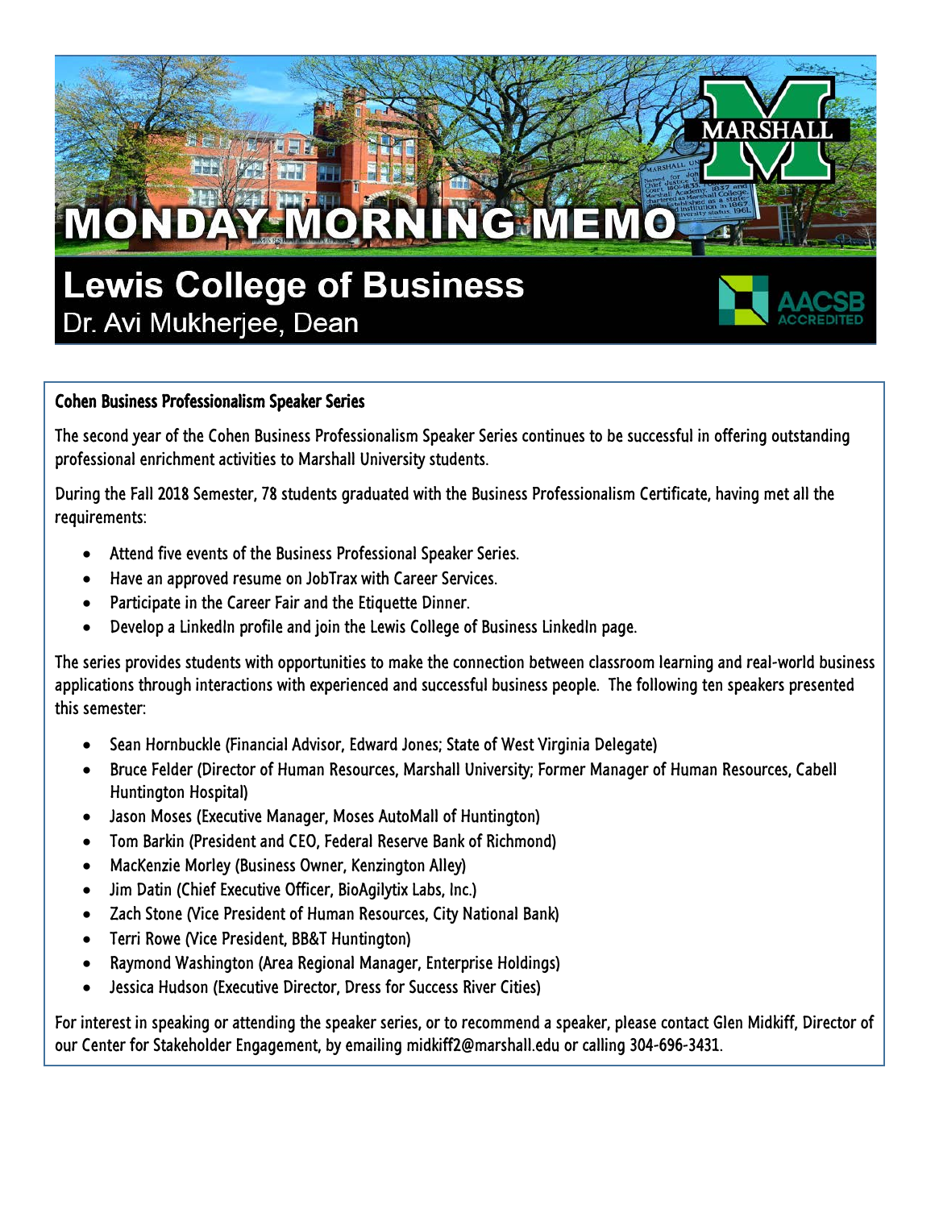# MONDAY MORNING MEMO

## Lewis College of Business

Dr. Avi Mukherjee, Dean

### Cohen Business Professionalism Speaker Series

The second year of the Cohen Business Professionalism Speaker Series continues to be successful in offering outstanding professional enrichment activities to Marshall University students.

During the Fall 2018 Semester, 78 students graduated with the Business Professionalism Certificate, having met all the requirements:

- Attend five events of the Business Professional Speaker Series.
- Have an approved resume on JobTrax with Career Services.
- Participate in the Career Fair and the Etiquette Dinner.
- Develop a LinkedIn profile and join the Lewis College of Business LinkedIn page.

The series provides students with opportunities to make the connection between classroom learning and real-world business applications through interactions with experienced and successful business people. The following ten speakers presented this semester:

- Sean Hornbuckle (Financial Advisor, Edward Jones; State of West Virginia Delegate)
- Bruce Felder (Director of Human Resources, Marshall University; Former Manager of Human Resources, Cabell Huntington Hospital)
- Jason Moses (Executive Manager, Moses AutoMall of Huntington)
- Tom Barkin (President and CEO, Federal Reserve Bank of Richmond)
- MacKenzie Morley (Business Owner, Kenzington Alley)
- Jim Datin (Chief Executive Officer, BioAgilytix Labs, Inc.)
- Zach Stone (Vice President of Human Resources, City National Bank)
- Terri Rowe (Vice President, BB&T Huntington)
- Raymond Washington (Area Regional Manager, Enterprise Holdings)
- Jessica Hudson (Executive Director, Dress for Success River Cities)

For interest in speaking or attending the speaker series, or to recommend a speaker, please contact Glen Midkiff, Director of our Center for Stakeholder Engagement, by emailing midkiff2@marshall.edu or calling 304-696-3431.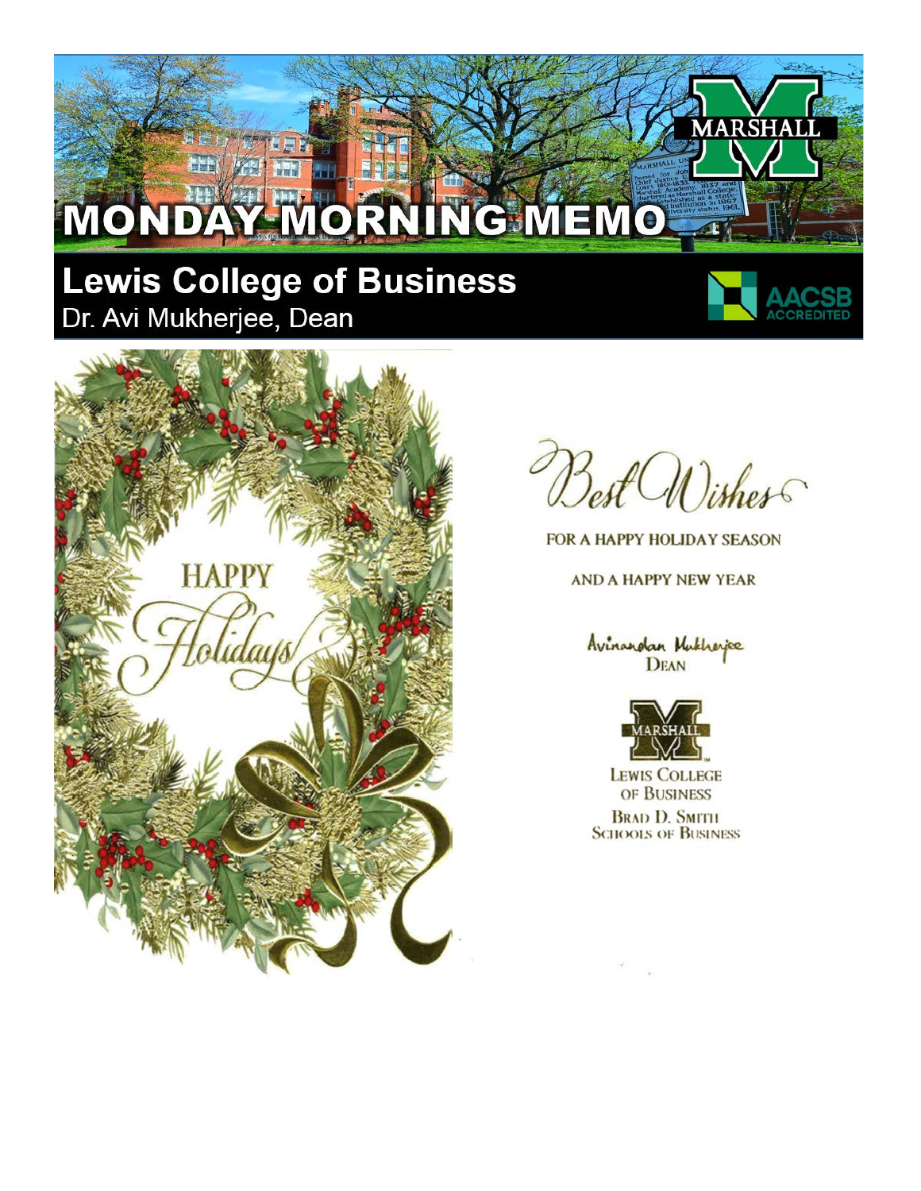# MONDAY MORNING MEMO

## Lewis College of Business

Dr. Avi Mukherjee, Dean

HAPPY

*Holidays*

*Best Wishes*

FOR A HAPPY HOLIDAY SEASON

AND A HAPPY NEW YEAR

Avinandan Mukherjee
DEAN

MARSHALL

LEWIS COLLEGE OF BUSINESS

BRAD D. SMITH SCHOOLS OF BUSINESS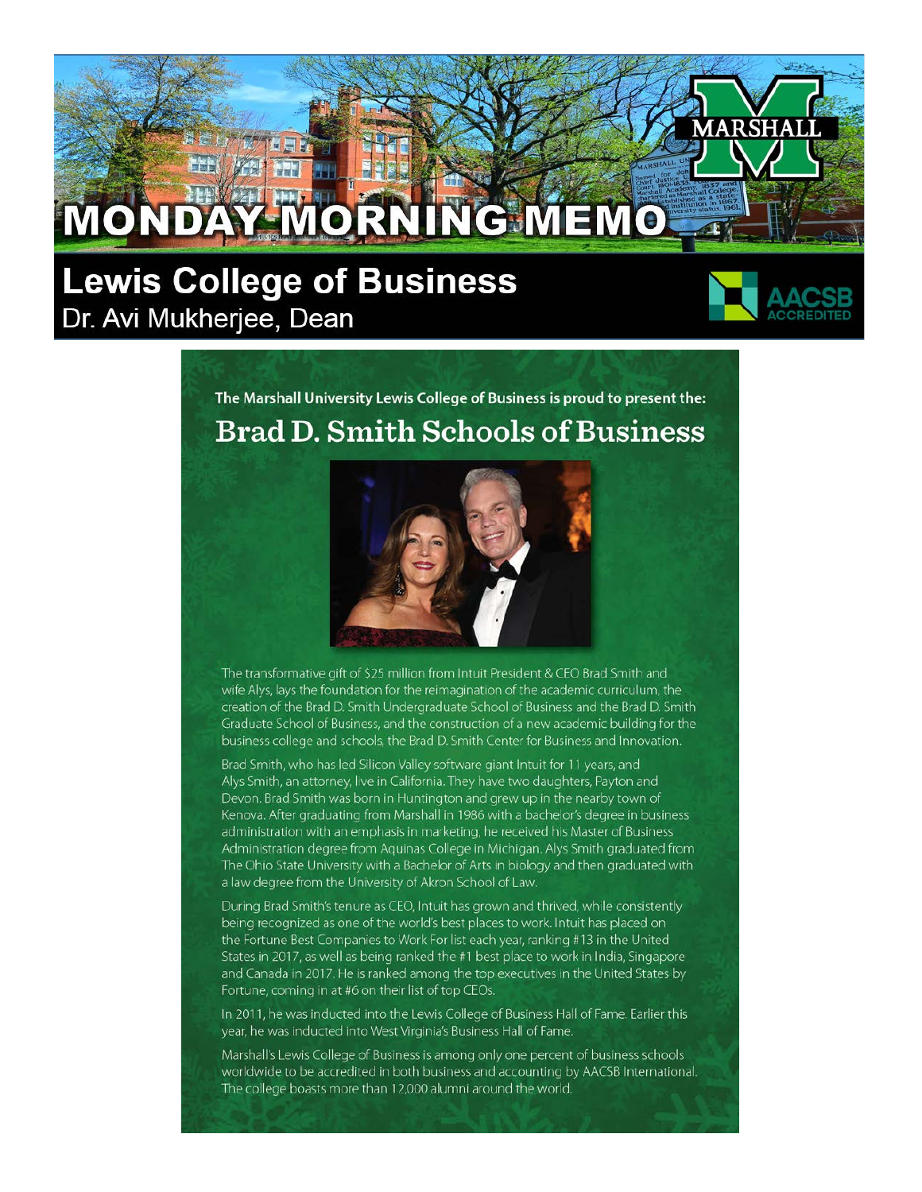# MONDAY MORNING MEMO

## Lewis College of Business

Dr. Avi Mukherjee, Dean

AACSB ACCREDITED

The Marshall University Lewis College of Business is proud to present the:

## Brad D. Smith Schools of Business

The transformative gift of $25 million from Intuit President & CEO Brad Smith and wife Alys, lays the foundation for the reimagination of the academic curriculum, the creation of the Brad D. Smith Undergraduate School of Business and the Brad D. Smith Graduate School of Business, and the construction of a new academic building for the business college and schools, the Brad D. Smith Center for Business and Innovation.

Brad Smith, who has led Silicon Valley software giant Intuit for 11 years, and Alys Smith, an attorney, live in California. They have two daughters, Payton and Devon. Brad Smith was born in Huntington and grew up in the nearby town of Kenova. After graduating from Marshall in 1986 with a bachelor's degree in business administration with an emphasis in marketing, he received his Master of Business Administration degree from Aquinas College in Michigan. Alys Smith graduated from The Ohio State University with a Bachelor of Arts in biology and then graduated with a law degree from the University of Akron School of Law.

During Brad Smith's tenure as CEO, Intuit has grown and thrived, while consistently being recognized as one of the world's best places to work. Intuit has placed on the Fortune Best Companies to Work For list each year, ranking #13 in the United States in 2017, as well as being ranked the #1 best place to work in India, Singapore and Canada in 2017. He is ranked among the top executives in the United States by Fortune, coming in at #6 on their list of top CEOs.

In 2011, he was inducted into the Lewis College of Business Hall of Fame. Earlier this year, he was inducted into West Virginia's Business Hall of Fame.

Marshall's Lewis College of Business is among only one percent of business schools worldwide to be accredited in both business and accounting by AACSB International. The college boasts more than 12,000 alumni around the world.